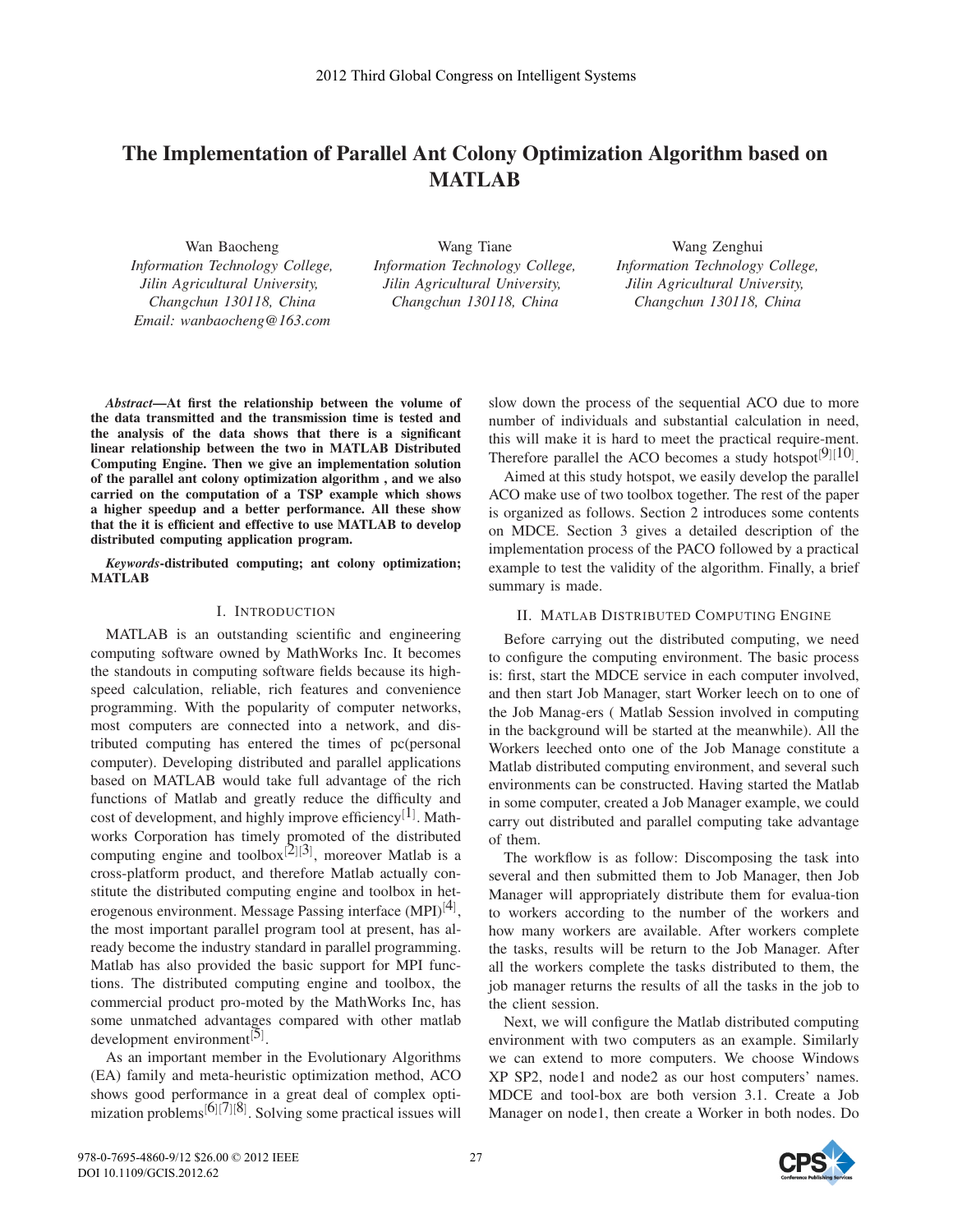# The Implementation of Parallel Ant Colony Optimization Algorithm based on MATLAB

Wan Baocheng
*Information Technology College, Jilin Agricultural University, Changchun 130118, China*
*Email: wanbaocheng@163.com*

Wang Tiane
*Information Technology College, Jilin Agricultural University, Changchun 130118, China*

Wang Zenghui
*Information Technology College, Jilin Agricultural University, Changchun 130118, China*

***Abstract*—At first the relationship between the volume of the data transmitted and the transmission time is tested and the analysis of the data shows that there is a significant linear relationship between the two in MATLAB Distributed Computing Engine. Then we give an implementation solution of the parallel ant colony optimization algorithm , and we also carried on the computation of a TSP example which shows a higher speedup and a better performance. All these show that the it is efficient and effective to use MATLAB to develop distributed computing application program.**

***Keywords*-distributed computing; ant colony optimization; MATLAB**

## I. Introduction

MATLAB is an outstanding scientific and engineering computing software owned by MathWorks Inc. It becomes the standouts in computing software fields because its high-speed calculation, reliable, rich features and convenience programming. With the popularity of computer networks, most computers are connected into a network, and distributed computing has entered the times of pc(personal computer). Developing distributed and parallel applications based on MATLAB would take full advantage of the rich functions of Matlab and greatly reduce the difficulty and cost of development, and highly improve efficiency[1]. Mathworks Corporation has timely promoted of the distributed computing engine and toolbox[2][3], moreover Matlab is a cross-platform product, and therefore Matlab actually constitute the distributed computing engine and toolbox in heterogeneous environment. Message Passing interface (MPI)[4], the most important parallel program tool at present, has already become the industry standard in parallel programming. Matlab has also provided the basic support for MPI functions. The distributed computing engine and toolbox, the commercial product pro-moted by the MathWorks Inc, has some unmatched advantages compared with other matlab development environment[5].

As an important member in the Evolutionary Algorithms (EA) family and meta-heuristic optimization method, ACO shows good performance in a great deal of complex optimization problems[6][7][8]. Solving some practical issues will slow down the process of the sequential ACO due to more number of individuals and substantial calculation in need, this will make it is hard to meet the practical require-ment. Therefore parallel the ACO becomes a study hotspot[9][10].

Aimed at this study hotspot, we easily develop the parallel ACO make use of two toolbox together. The rest of the paper is organized as follows. Section 2 introduces some contents on MDCE. Section 3 gives a detailed description of the implementation process of the PACO followed by a practical example to test the validity of the algorithm. Finally, a brief summary is made.

## II. Matlab Distributed Computing Engine

Before carrying out the distributed computing, we need to configure the computing environment. The basic process is: first, start the MDCE service in each computer involved, and then start Job Manager, start Worker leech on to one of the Job Manag-ers ( Matlab Session involved in computing in the background will be started at the meanwhile). All the Workers leeched onto one of the Job Manage constitute a Matlab distributed computing environment, and several such environments can be constructed. Having started the Matlab in some computer, created a Job Manager example, we could carry out distributed and parallel computing take advantage of them.

The workflow is as follow: Discomposing the task into several and then submitted them to Job Manager, then Job Manager will appropriately distribute them for evalua-tion to workers according to the number of the workers and how many workers are available. After workers complete the tasks, results will be return to the Job Manager. After all the workers complete the tasks distributed to them, the job manager returns the results of all the tasks in the job to the client session.

Next, we will configure the Matlab distributed computing environment with two computers as an example. Similarly we can extend to more computers. We choose Windows XP SP2, node1 and node2 as our host computers' names. MDCE and tool-box are both version 3.1. Create a Job Manager on node1, then create a Worker in both nodes. Do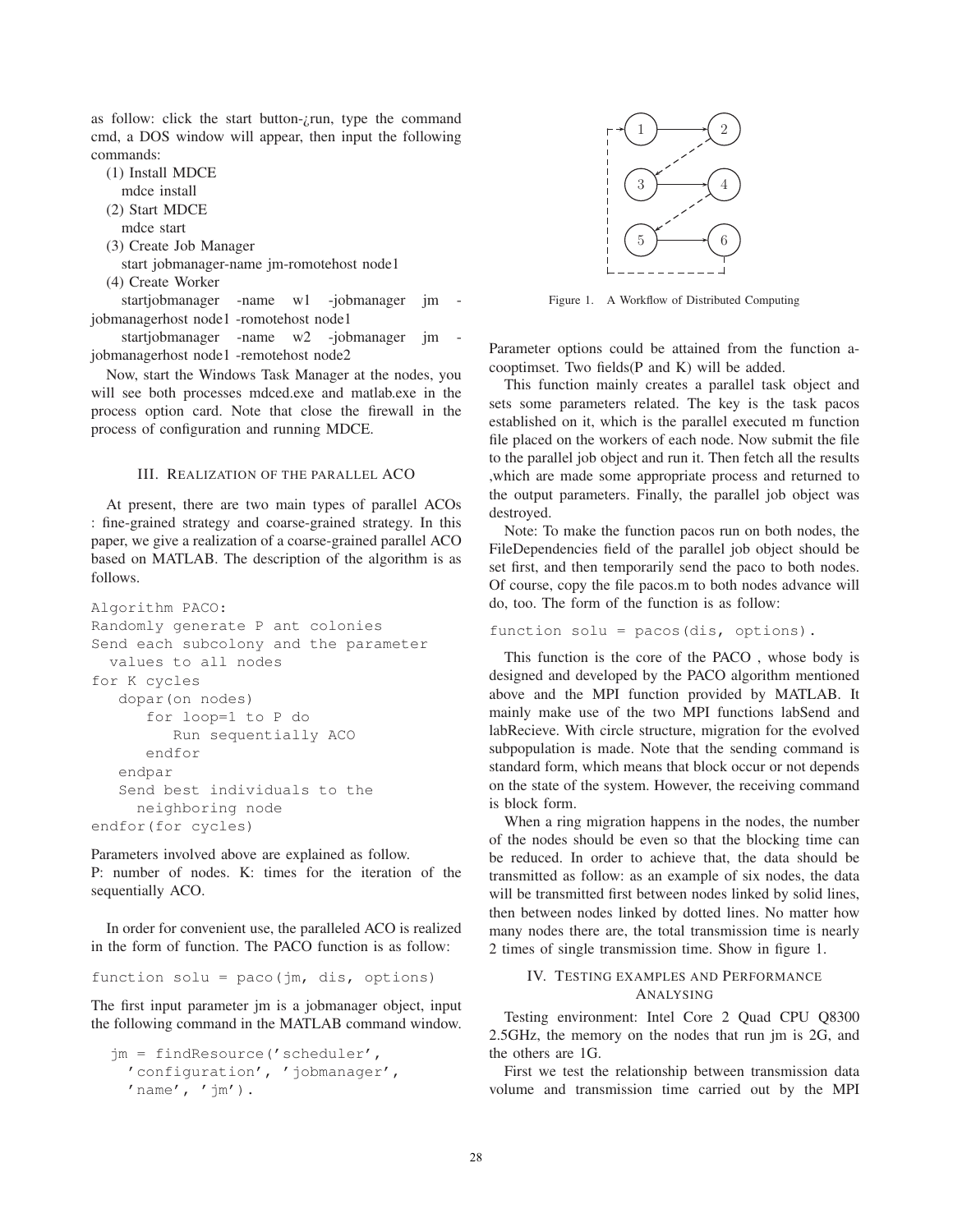as follow: click the start button-¿run, type the command cmd, a DOS window will appear, then input the following commands:

(1) Install MDCE
mdce install

(2) Start MDCE
mdce start

(3) Create Job Manager
start jobmanager-name jm-romotehost node1

(4) Create Worker
startjobmanager -name w1 -jobmanager jm -jobmanagerhost node1 -romotehost node1
startjobmanager -name w2 -jobmanager jm -jobmanagerhost node1 -remotehost node2

Now, start the Windows Task Manager at the nodes, you will see both processes mdced.exe and matlab.exe in the process option card. Note that close the firewall in the process of configuration and running MDCE.

## III. Realization of the Parallel ACO

At present, there are two main types of parallel ACOs : fine-grained strategy and coarse-grained strategy. In this paper, we give a realization of a coarse-grained parallel ACO based on MATLAB. The description of the algorithm is as follows.

```
Algorithm PACO:
Randomly generate P ant colonies
Send each subcolony and the parameter
  values to all nodes
for K cycles
   dopar(on nodes)
      for loop=1 to P do
         Run sequentially ACO
      endfor
   endpar
   Send best individuals to the
     neighboring node
endfor(for cycles)
```

Parameters involved above are explained as follow.
P: number of nodes. K: times for the iteration of the sequentially ACO.

In order for convenient use, the paralleled ACO is realized in the form of function. The PACO function is as follow:

```
function solu = paco(jm, dis, options)
```

The first input parameter jm is a jobmanager object, input the following command in the MATLAB command window.

```
jm = findResource('scheduler',
  'configuration', 'jobmanager',
  'name', 'jm').
```

Figure 1. A Workflow of Distributed Computing

Parameter options could be attained from the function acooptimset. Two fields(P and K) will be added.

This function mainly creates a parallel task object and sets some parameters related. The key is the task pacos established on it, which is the parallel executed m function file placed on the workers of each node. Now submit the file to the parallel job object and run it. Then fetch all the results ,which are made some appropriate process and returned to the output parameters. Finally, the parallel job object was destroyed.

Note: To make the function pacos run on both nodes, the FileDependencies field of the parallel job object should be set first, and then temporarily send the paco to both nodes. Of course, copy the file pacos.m to both nodes advance will do, too. The form of the function is as follow:

```
function solu = pacos(dis, options).
```

This function is the core of the PACO , whose body is designed and developed by the PACO algorithm mentioned above and the MPI function provided by MATLAB. It mainly make use of the two MPI functions labSend and labRecieve. With circle structure, migration for the evolved subpopulation is made. Note that the sending command is standard form, which means that block occur or not depends on the state of the system. However, the receiving command is block form.

When a ring migration happens in the nodes, the number of the nodes should be even so that the blocking time can be reduced. In order to achieve that, the data should be transmitted as follow: as an example of six nodes, the data will be transmitted first between nodes linked by solid lines, then between nodes linked by dotted lines. No matter how many nodes there are, the total transmission time is nearly 2 times of single transmission time. Show in figure 1.

## IV. Testing Examples and Performance Analysing

Testing environment: Intel Core 2 Quad CPU Q8300 2.5GHz, the memory on the nodes that run jm is 2G, and the others are 1G.

First we test the relationship between transmission data volume and transmission time carried out by the MPI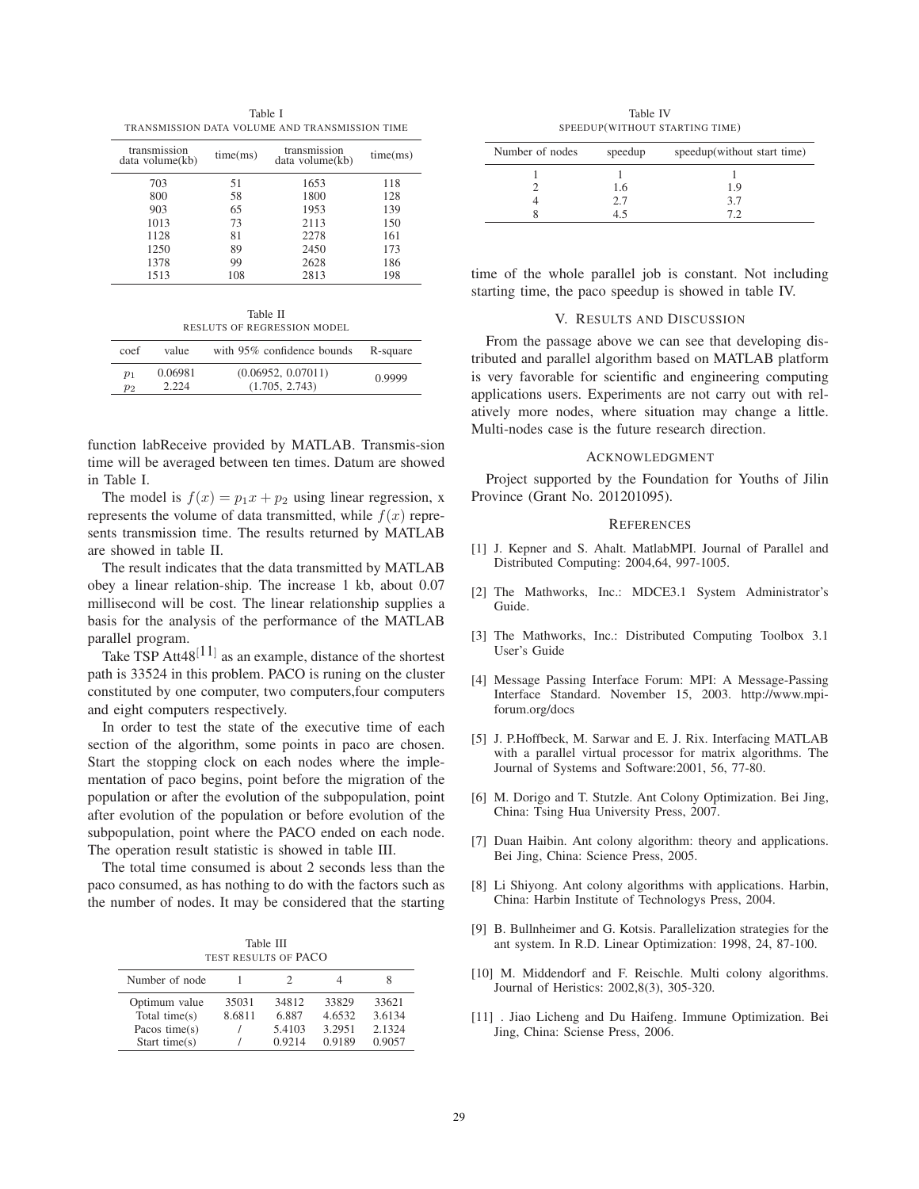Table I
TRANSMISSION DATA VOLUME AND TRANSMISSION TIME

| transmission data volume(kb) | time(ms) | transmission data volume(kb) | time(ms) |
|---|---|---|---|
| 703 | 51 | 1653 | 118 |
| 800 | 58 | 1800 | 128 |
| 903 | 65 | 1953 | 139 |
| 1013 | 73 | 2113 | 150 |
| 1128 | 81 | 2278 | 161 |
| 1250 | 89 | 2450 | 173 |
| 1378 | 99 | 2628 | 186 |
| 1513 | 108 | 2813 | 198 |

Table II
RESLUTS OF REGRESSION MODEL

| coef | value | with 95% confidence bounds | R-square |
|---|---|---|---|
| $p_1$ | 0.06981 | (0.06952, 0.07011) | 0.9999 |
| $p_2$ | 2.224 | (1.705, 2.743) | |

function labReceive provided by MATLAB. Transmis-sion time will be averaged between ten times. Datum are showed in Table I.

The model is $f(x) = p_1 x + p_2$ using linear regression, x represents the volume of data transmitted, while $f(x)$ represents transmission time. The results returned by MATLAB are showed in table II.

The result indicates that the data transmitted by MATLAB obey a linear relation-ship. The increase 1 kb, about 0.07 millisecond will be cost. The linear relationship supplies a basis for the analysis of the performance of the MATLAB parallel program.

Take TSP Att48[11] as an example, distance of the shortest path is 33524 in this problem. PACO is runing on the cluster constituted by one computer, two computers,four computers and eight computers respectively.

In order to test the state of the executive time of each section of the algorithm, some points in paco are chosen. Start the stopping clock on each nodes where the implementation of paco begins, point before the migration of the population or after the evolution of the subpopulation, point after evolution of the population or before evolution of the subpopulation, point where the PACO ended on each node. The operation result statistic is showed in table III.

The total time consumed is about 2 seconds less than the paco consumed, as has nothing to do with the factors such as the number of nodes. It may be considered that the starting

Table III
TEST RESULTS OF PACO

| Number of node | 1 | 2 | 4 | 8 |
|---|---|---|---|---|
| Optimum value | 35031 | 34812 | 33829 | 33621 |
| Total time(s) | 8.6811 | 6.887 | 4.6532 | 3.6134 |
| Pacos time(s) | / | 5.4103 | 3.2951 | 2.1324 |
| Start time(s) | / | 0.9214 | 0.9189 | 0.9057 |

Table IV
SPEEDUP(WITHOUT STARTING TIME)

| Number of nodes | speedup | speedup(without start time) |
|---|---|---|
| 1 | 1 | 1 |
| 2 | 1.6 | 1.9 |
| 4 | 2.7 | 3.7 |
| 8 | 4.5 | 7.2 |

time of the whole parallel job is constant. Not including starting time, the paco speedup is showed in table IV.

## V. RESULTS AND DISCUSSION

From the passage above we can see that developing distributed and parallel algorithm based on MATLAB platform is very favorable for scientific and engineering computing applications users. Experiments are not carry out with relatively more nodes, where situation may change a little. Multi-nodes case is the future research direction.

## ACKNOWLEDGMENT

Project supported by the Foundation for Youths of Jilin Province (Grant No. 201201095).

## REFERENCES

[1] J. Kepner and S. Ahalt. MatlabMPI. Journal of Parallel and Distributed Computing: 2004,64, 997-1005.

[2] The Mathworks, Inc.: MDCE3.1 System Administrator's Guide.

[3] The Mathworks, Inc.: Distributed Computing Toolbox 3.1 User's Guide

[4] Message Passing Interface Forum: MPI: A Message-Passing Interface Standard. November 15, 2003. http://www.mpi-forum.org/docs

[5] J. P.Hoffbeck, M. Sarwar and E. J. Rix. Interfacing MATLAB with a parallel virtual processor for matrix algorithms. The Journal of Systems and Software:2001, 56, 77-80.

[6] M. Dorigo and T. Stutzle. Ant Colony Optimization. Bei Jing, China: Tsing Hua University Press, 2007.

[7] Duan Haibin. Ant colony algorithm: theory and applications. Bei Jing, China: Science Press, 2005.

[8] Li Shiyong. Ant colony algorithms with applications. Harbin, China: Harbin Institute of Technologys Press, 2004.

[9] B. Bullnheimer and G. Kotsis. Parallelization strategies for the ant system. In R.D. Linear Optimization: 1998, 24, 87-100.

[10] M. Middendorf and F. Reischle. Multi colony algorithms. Journal of Heristics: 2002,8(3), 305-320.

[11] . Jiao Licheng and Du Haifeng. Immune Optimization. Bei Jing, China: Sciense Press, 2006.